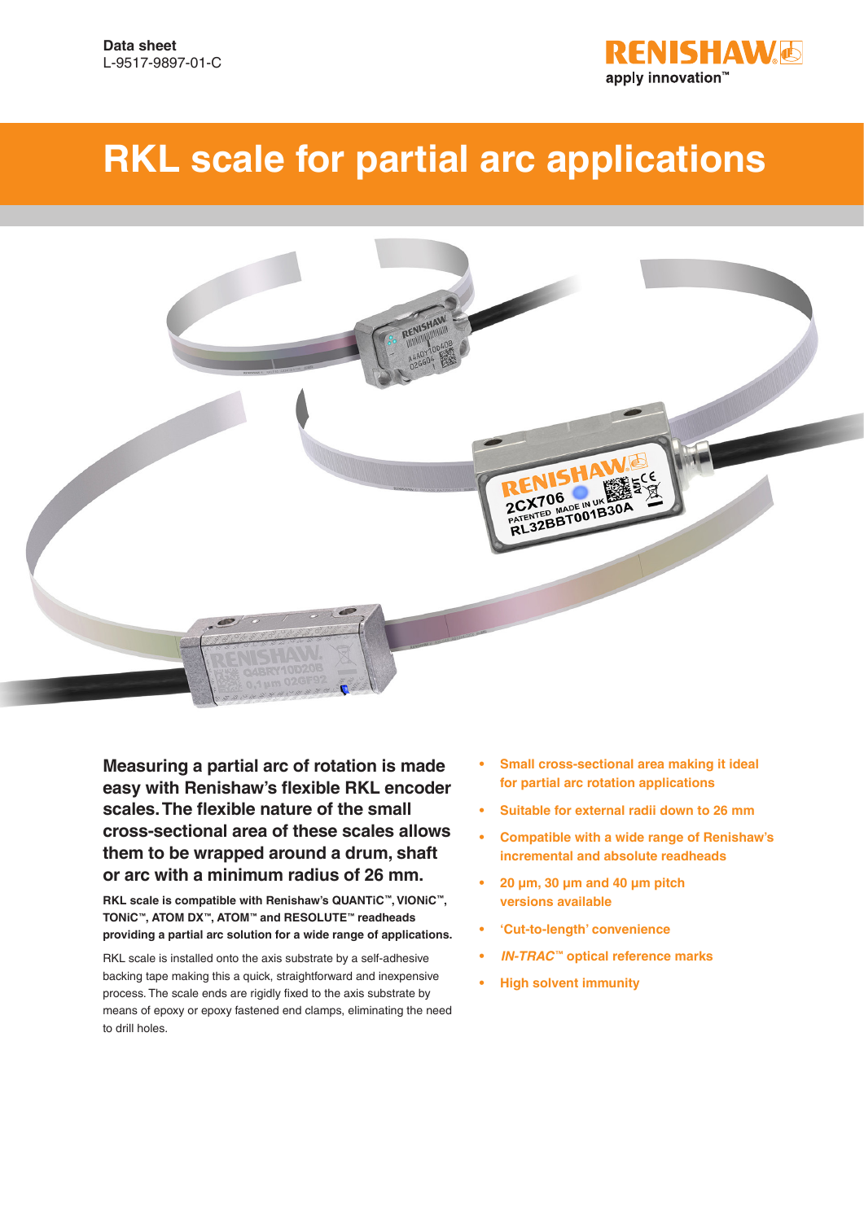Data sheet
L-9517-9897-01-C

# RKL scale for partial arc applications

**Measuring a partial arc of rotation is made easy with Renishaw's flexible RKL encoder scales. The flexible nature of the small cross-sectional area of these scales allows them to be wrapped around a drum, shaft or arc with a minimum radius of 26 mm.**

**RKL scale is compatible with Renishaw's QUANTiC™, VIONiC™, TONiC™, ATOM DX™, ATOM™ and RESOLUTE™ readheads providing a partial arc solution for a wide range of applications.**

RKL scale is installed onto the axis substrate by a self-adhesive backing tape making this a quick, straightforward and inexpensive process. The scale ends are rigidly fixed to the axis substrate by means of epoxy or epoxy fastened end clamps, eliminating the need to drill holes.

- **Small cross-sectional area making it ideal for partial arc rotation applications**
- **Suitable for external radii down to 26 mm**
- **Compatible with a wide range of Renishaw's incremental and absolute readheads**
- **20 µm, 30 µm and 40 µm pitch versions available**
- **'Cut-to-length' convenience**
- ***IN-TRAC™* optical reference marks**
- **High solvent immunity**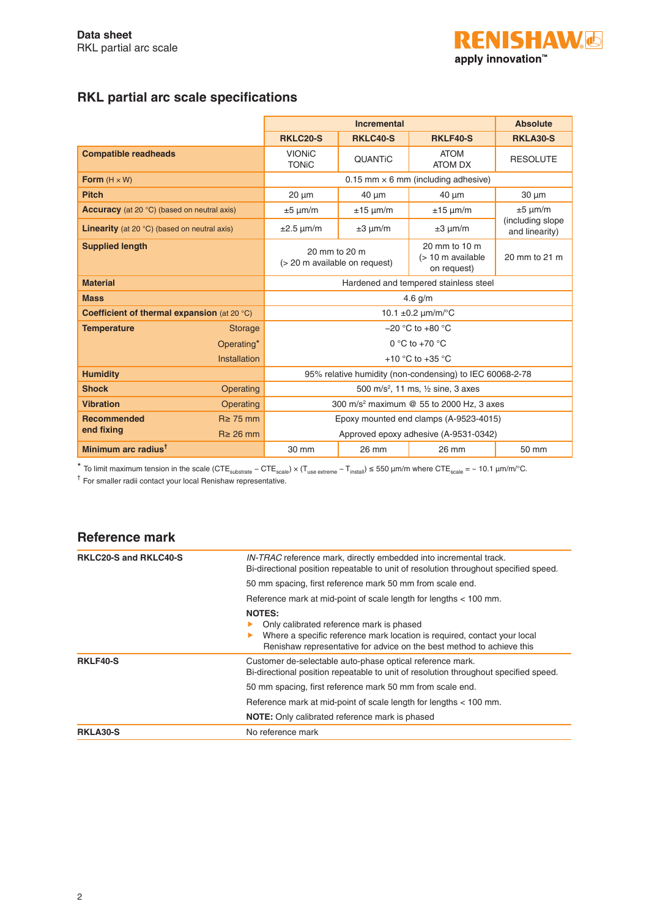## RKL partial arc scale specifications

| | | Incremental | | | Absolute |
|---|---|---|---|---|---|
| | | RKLC20-S | RKLC40-S | RKLF40-S | RKLA30-S |
| **Compatible readheads** | | VIONiC TONiC | QUANTiC | ATOM ATOM DX | RESOLUTE |
| **Form** (H × W) | | 0.15 mm × 6 mm (including adhesive) | | | |
| **Pitch** | | 20 µm | 40 µm | 40 µm | 30 µm |
| **Accuracy** (at 20 °C) (based on neutral axis) | | ±5 µm/m | ±15 µm/m | ±15 µm/m | ±5 µm/m (including slope and linearity) |
| **Linearity** (at 20 °C) (based on neutral axis) | | ±2.5 µm/m | ±3 µm/m | ±3 µm/m | |
| **Supplied length** | | 20 mm to 20 m (> 20 m available on request) | | 20 mm to 10 m (> 10 m available on request) | 20 mm to 21 m |
| **Material** | | Hardened and tempered stainless steel | | | |
| **Mass** | | 4.6 g/m | | | |
| **Coefficient of thermal expansion** (at 20 °C) | | 10.1 ±0.2 µm/m/°C | | | |
| **Temperature** | Storage | −20 °C to +80 °C | | | |
| | Operating* | 0 °C to +70 °C | | | |
| | Installation | +10 °C to +35 °C | | | |
| **Humidity** | | 95% relative humidity (non-condensing) to IEC 60068-2-78 | | | |
| **Shock** | Operating | 500 m/s², 11 ms, ½ sine, 3 axes | | | |
| **Vibration** | Operating | 300 m/s² maximum @ 55 to 2000 Hz, 3 axes | | | |
| **Recommended end fixing** | R≥ 75 mm | Epoxy mounted end clamps (A-9523-4015) | | | |
| | R≥ 26 mm | Approved epoxy adhesive (A-9531-0342) | | | |
| **Minimum arc radius**† | | 30 mm | 26 mm | 26 mm | 50 mm |

\* To limit maximum tension in the scale ($CTE_{substrate} - CTE_{scale}$) × ($T_{use\ extreme} - T_{install}$) ≤ 550 µm/m where $CTE_{scale}$ = ~ 10.1 µm/m/°C.

† For smaller radii contact your local Renishaw representative.

## Reference mark

| | |
|---|---|
| **RKLC20-S and RKLC40-S** | *IN-TRAC* reference mark, directly embedded into incremental track. Bi-directional position repeatable to unit of resolution throughout specified speed. |
| | 50 mm spacing, first reference mark 50 mm from scale end. |
| | Reference mark at mid-point of scale length for lengths < 100 mm. |
| | **NOTES:** ▸ Only calibrated reference mark is phased ▸ Where a specific reference mark location is required, contact your local Renishaw representative for advice on the best method to achieve this |
| **RKLF40-S** | Customer de-selectable auto-phase optical reference mark. Bi-directional position repeatable to unit of resolution throughout specified speed. |
| | 50 mm spacing, first reference mark 50 mm from scale end. |
| | Reference mark at mid-point of scale length for lengths < 100 mm. |
| | **NOTE:** Only calibrated reference mark is phased |
| **RKLA30-S** | No reference mark |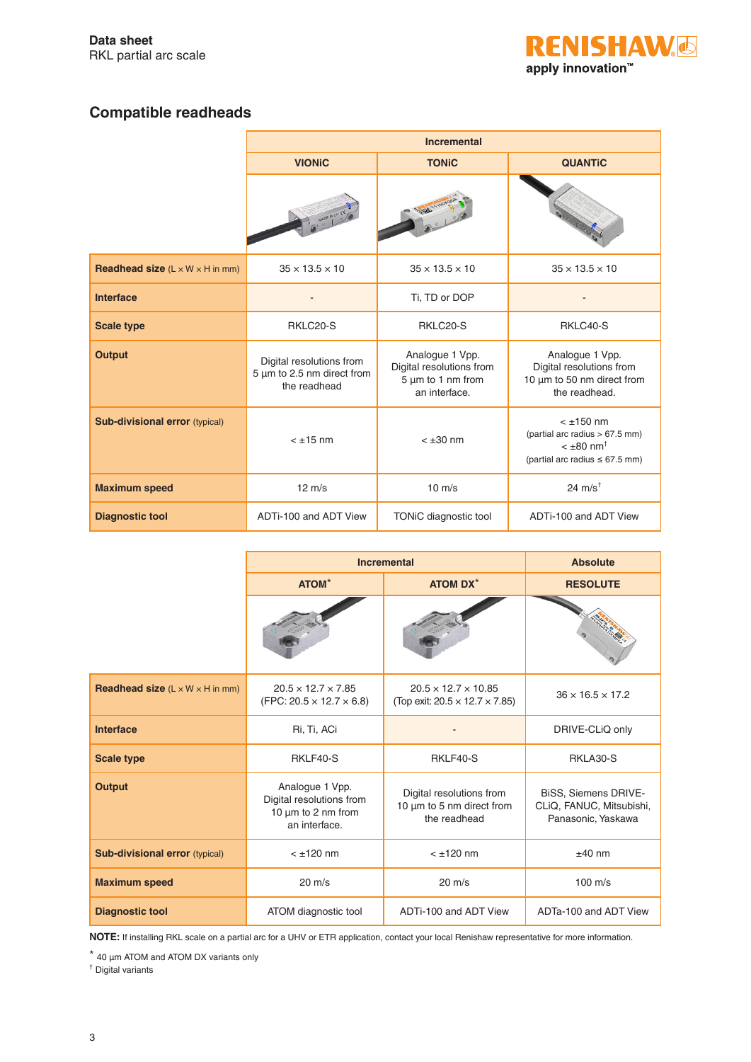## Compatible readheads

| | Incremental | | |
|---|---|---|---|
| | **VIONiC** | **TONiC** | **QUANTiC** |
| **Readhead size** (L × W × H in mm) | 35 × 13.5 × 10 | 35 × 13.5 × 10 | 35 × 13.5 × 10 |
| **Interface** | - | Ti, TD or DOP | - |
| **Scale type** | RKLC20-S | RKLC20-S | RKLC40-S |
| **Output** | Digital resolutions from 5 µm to 2.5 nm direct from the readhead | Analogue 1 Vpp. Digital resolutions from 5 µm to 1 nm from an interface. | Analogue 1 Vpp. Digital resolutions from 10 µm to 50 nm direct from the readhead. |
| **Sub-divisional error** (typical) | < ±15 nm | < ±30 nm | < ±150 nm (partial arc radius > 67.5 mm) < ±80 nm[†] (partial arc radius ≤ 67.5 mm) |
| **Maximum speed** | 12 m/s | 10 m/s | 24 m/s[†] |
| **Diagnostic tool** | ADTi-100 and ADT View | TONiC diagnostic tool | ADTi-100 and ADT View |

| | Incremental | | Absolute |
|---|---|---|---|
| | **ATOM***  | **ATOM DX*** | **RESOLUTE** |
| **Readhead size** (L × W × H in mm) | 20.5 × 12.7 × 7.85 (FPC: 20.5 × 12.7 × 6.8) | 20.5 × 12.7 × 10.85 (Top exit: 20.5 × 12.7 × 7.85) | 36 × 16.5 × 17.2 |
| **Interface** | Ri, Ti, ACi | - | DRIVE-CLiQ only |
| **Scale type** | RKLF40-S | RKLF40-S | RKLA30-S |
| **Output** | Analogue 1 Vpp. Digital resolutions from 10 µm to 2 nm from an interface. | Digital resolutions from 10 µm to 5 nm direct from the readhead | BiSS, Siemens DRIVE-CLiQ, FANUC, Mitsubishi, Panasonic, Yaskawa |
| **Sub-divisional error** (typical) | < ±120 nm | < ±120 nm | ±40 nm |
| **Maximum speed** | 20 m/s | 20 m/s | 100 m/s |
| **Diagnostic tool** | ATOM diagnostic tool | ADTi-100 and ADT View | ADTa-100 and ADT View |

**NOTE:** If installing RKL scale on a partial arc for a UHV or ETR application, contact your local Renishaw representative for more information.

* 40 µm ATOM and ATOM DX variants only

† Digital variants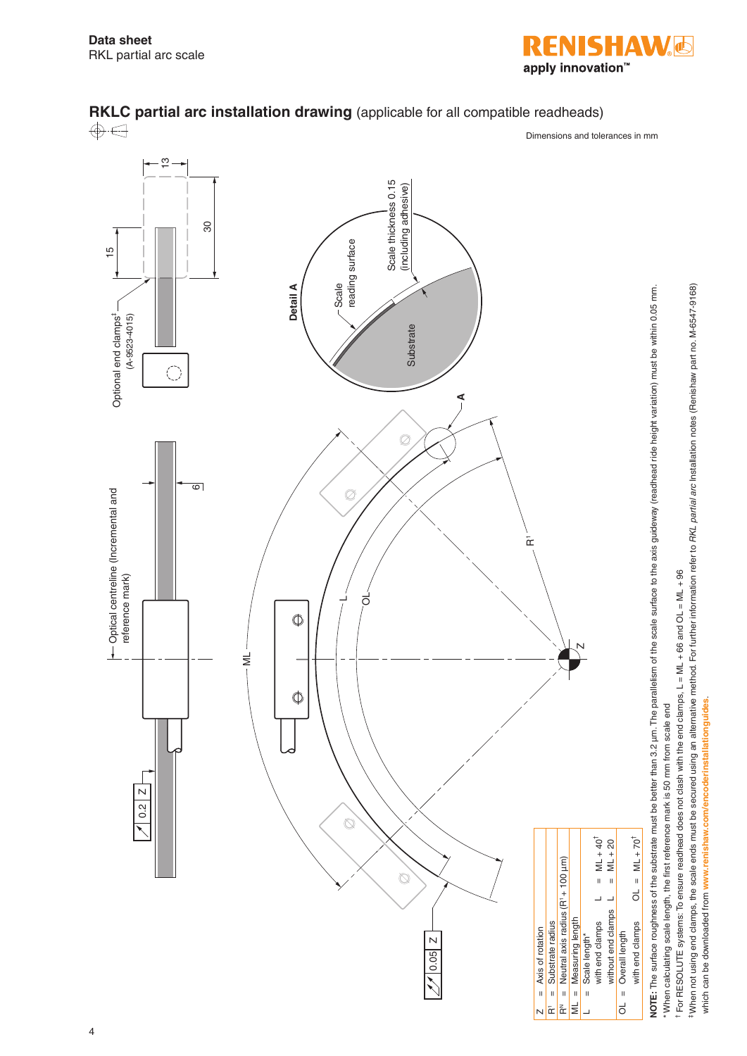## RKLC partial arc installation drawing (applicable for all compatible readheads)

Dimensions and tolerances in mm

Optional end clamps[‡] (A-9523-4015)

15

13

30

Optical centreline (Incremental and reference mark)

6

0.2 Z

ML

L

OL

$R^I$

Z

A

0.05 Z

**Detail A**

Scale reading surface

Scale thickness 0.15 (including adhesive)

Substrate

| | | |
|---|---|---|
| Z | = | Axis of rotation |
| $R^I$ | = | Substrate radius |
| $R^{N}$ | = | Neutral axis radius ($R^I$ + 100 µm) |
| ML | = | Measuring length |
| L | = | Scale length* |
| | | with end clamps L = ML + 40[†] |
| | | without end clamps L = ML + 20 |
| OL | = | Overall length |
| | | with end clamps OL = ML + 70[†] |

**NOTE:** The surface roughness of the substrate must be better than 3.2 µm. The parallelism of the scale surface to the axis guideway (readhead ride height variation) must be within 0.05 mm.

\* When calculating scale length, the first reference mark is 50 mm from scale end

[†] For RESOLUTE systems: To ensure readhead does not clash with the end clamps, L = ML + 66 and OL = ML + 96

[‡] When not using end clamps, the scale ends must be secured using an alternative method. For further information refer to *RKL partial arc* Installation notes (Renishaw part no. M-6547-9168) which can be downloaded from **www.renishaw.com/encoderinstallationguides**.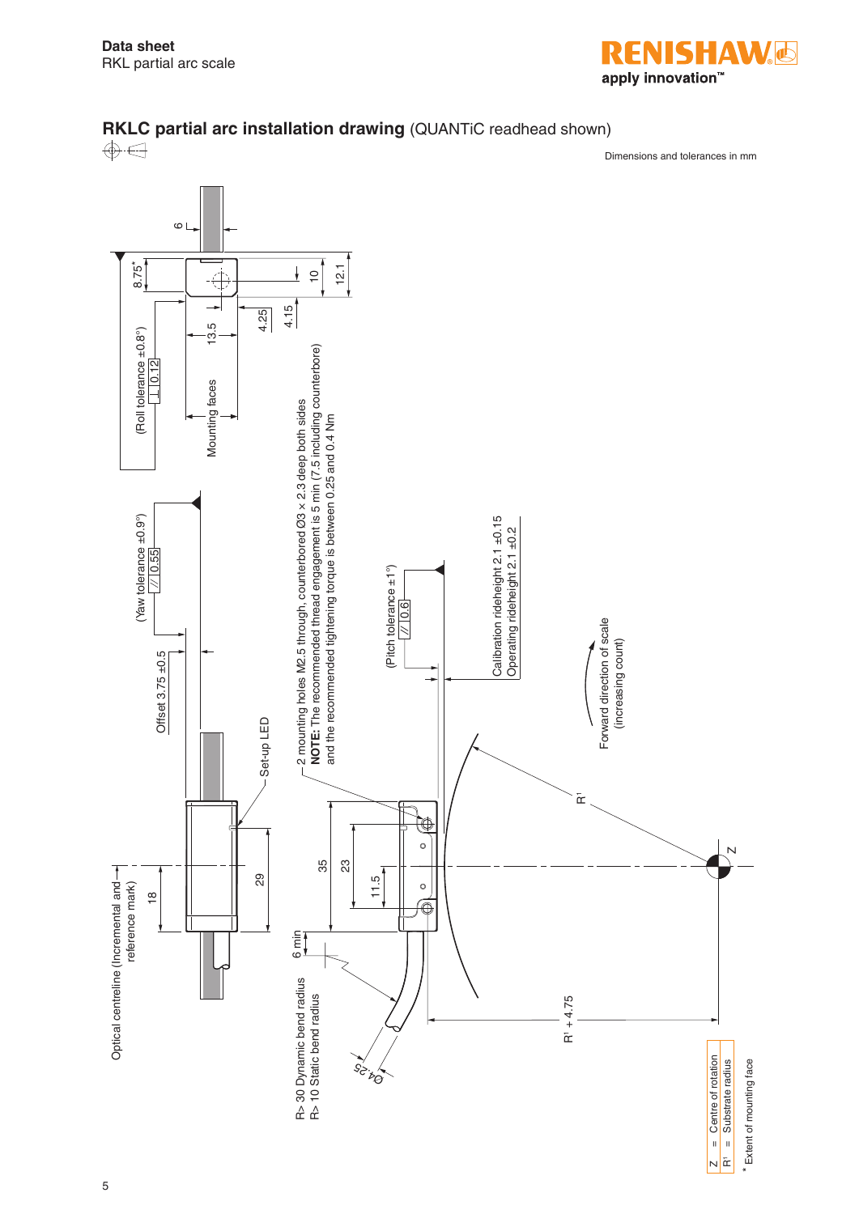## RKLC partial arc installation drawing (QUANTiC readhead shown)

Dimensions and tolerances in mm

(Roll tolerance ±0.8°) ⊥ 0.12

8.75*

6

10

12.1

13.5

Mounting faces

4.25

4.15

(Yaw tolerance ±0.9°) // 0.55

Offset 3.75 ±0.5

2 mounting holes M2.5 through, counterbored Ø3 × 2.3 deep both sides
**NOTE:** The recommended thread engagement is 5 min (7.5 including counterbore) and the recommended tightening torque is between 0.25 and 0.4 Nm

(Pitch tolerance ±1°) // 0.6

Calibration rideheight 2.1 ±0.15
Operating rideheight 2.1 ±0.2

Forward direction of scale (increasing count)

Optical centreline (Incremental and reference mark)

18

Set-up LED

29

35

23

11.5

6 min

R'

Z

R> 30 Dynamic bend radius
R> 10 Static bend radius

Ø4.25

R' + 4.75

| | | |
|---|---|---|
| Z | = | Centre of rotation |
| R' | = | Substrate radius |

\* Extent of mounting face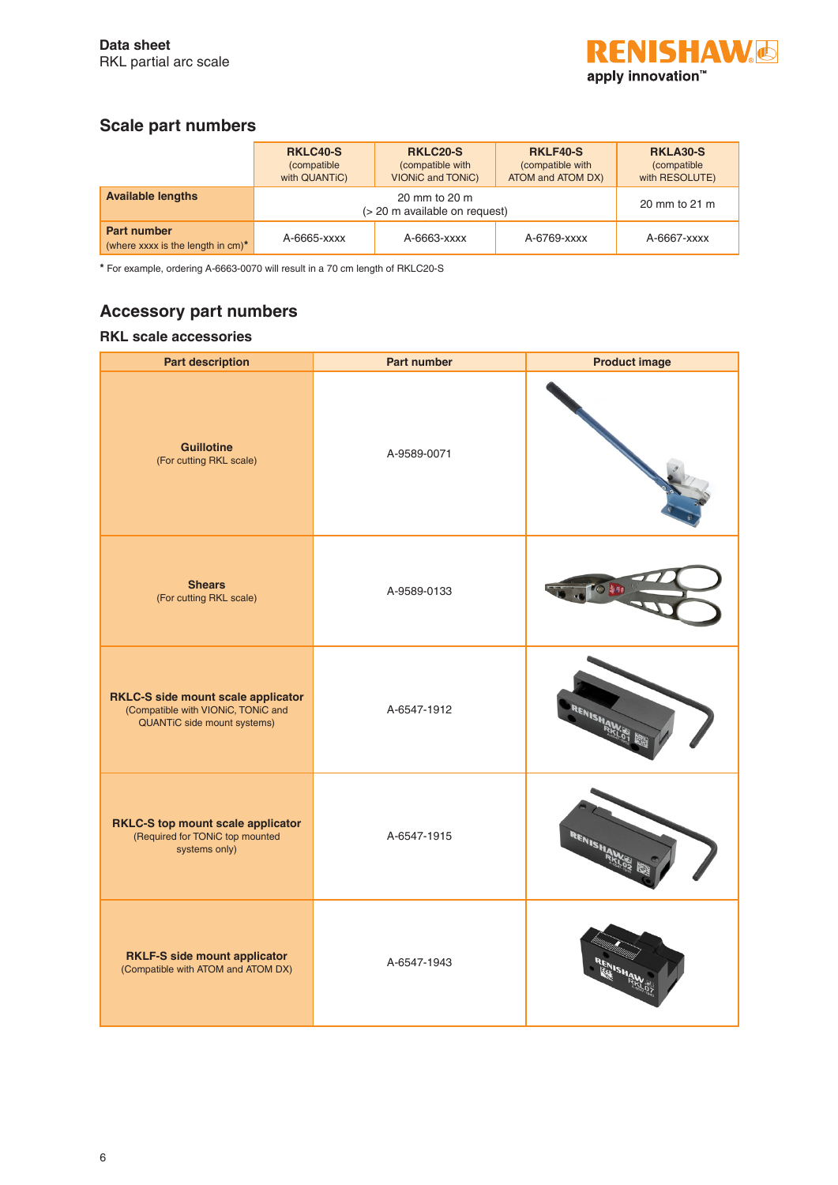## Scale part numbers

| | RKLC40-S (compatible with QUANTiC) | RKLC20-S (compatible with VIONiC and TONiC) | RKLF40-S (compatible with ATOM and ATOM DX) | RKLA30-S (compatible with RESOLUTE) |
|---|---|---|---|---|
| **Available lengths** | 20 mm to 20 m (> 20 m available on request) | | | 20 mm to 21 m |
| **Part number** (where xxxx is the length in cm)* | A-6665-xxxx | A-6663-xxxx | A-6769-xxxx | A-6667-xxxx |

\* For example, ordering A-6663-0070 will result in a 70 cm length of RKLC20-S

## Accessory part numbers

### RKL scale accessories

| Part description | Part number | Product image |
|---|---|---|
| **Guillotine** (For cutting RKL scale) | A-9589-0071 | |
| **Shears** (For cutting RKL scale) | A-9589-0133 | |
| **RKLC-S side mount scale applicator** (Compatible with VIONiC, TONiC and QUANTiC side mount systems) | A-6547-1912 | |
| **RKLC-S top mount scale applicator** (Required for TONiC top mounted systems only) | A-6547-1915 | |
| **RKLF-S side mount applicator** (Compatible with ATOM and ATOM DX) | A-6547-1943 | |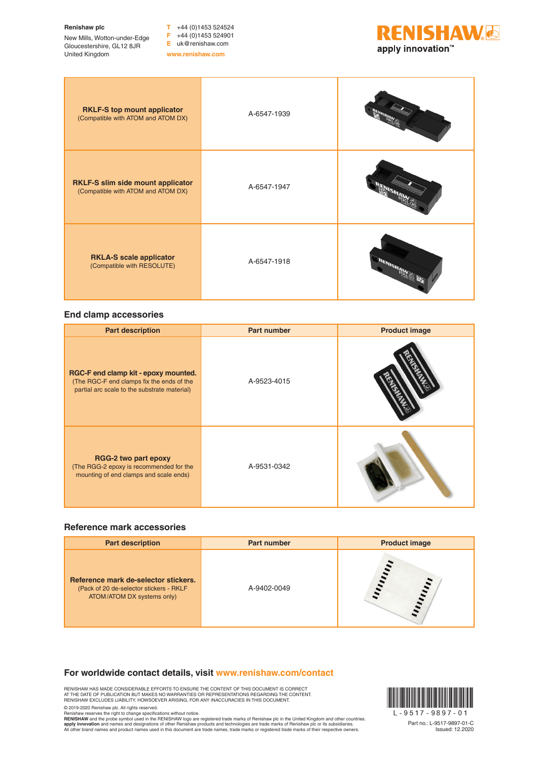**Renishaw plc**

New Mills, Wotton-under-Edge
Gloucestershire, GL12 8JR
United Kingdom

**T** +44 (0)1453 524524
**F** +44 (0)1453 524901
**E** uk@renishaw.com
**www.renishaw.com**

| | | |
|---|---|---|
| **RKLF-S top mount applicator** (Compatible with ATOM and ATOM DX) | A-6547-1939 | |
| **RKLF-S slim side mount applicator** (Compatible with ATOM and ATOM DX) | A-6547-1947 | |
| **RKLA-S scale applicator** (Compatible with RESOLUTE) | A-6547-1918 | |

## End clamp accessories

| Part description | Part number | Product image |
|---|---|---|
| **RGC-F end clamp kit - epoxy mounted.** (The RGC-F end clamps fix the ends of the partial arc scale to the substrate material) | A-9523-4015 | |
| **RGG-2 two part epoxy** (The RGG-2 epoxy is recommended for the mounting of end clamps and scale ends) | A-9531-0342 | |

## Reference mark accessories

| Part description | Part number | Product image |
|---|---|---|
| **Reference mark de-selector stickers.** (Pack of 20 de-selector stickers - RKLF ATOM/ATOM DX systems only) | A-9402-0049 | |

## For worldwide contact details, visit www.renishaw.com/contact

RENISHAW HAS MADE CONSIDERABLE EFFORTS TO ENSURE THE CONTENT OF THIS DOCUMENT IS CORRECT AT THE DATE OF PUBLICATION BUT MAKES NO WARRANTIES OR REPRESENTATIONS REGARDING THE CONTENT. RENISHAW EXCLUDES LIABILITY, HOWSOEVER ARISING, FOR ANY INACCURACIES IN THIS DOCUMENT.

© 2019-2020 Renishaw plc. All rights reserved.
Renishaw reserves the right to change specifications without notice.
**RENISHAW** and the probe symbol used in the RENISHAW logo are registered trade marks of Renishaw plc in the United Kingdom and other countries. **apply innovation** and names and designations of other Renishaw products and technologies are trade marks of Renishaw plc or its subsidiaries.
All other brand names and product names used in this document are trade names, trade marks or registered trade marks of their respective owners.

L-9517-9897-01

Part no.: L-9517-9897-01-C
Issued: 12.2020